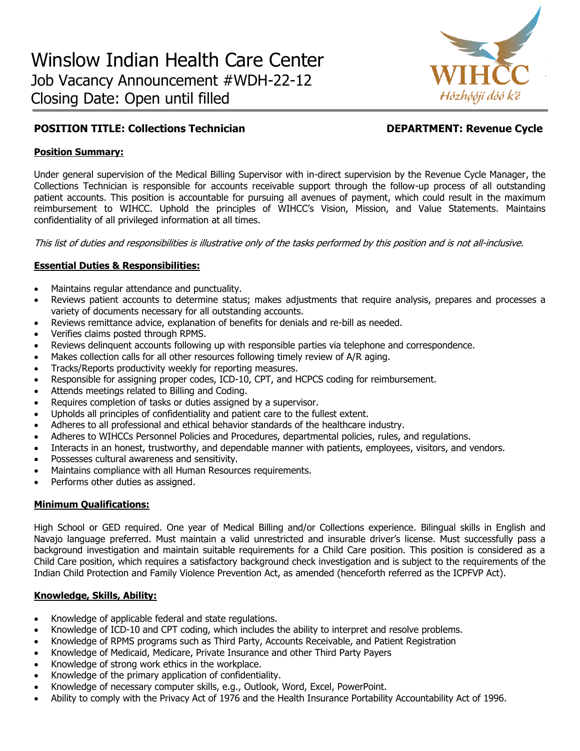# Winslow Indian Health Care Center

## Job Vacancy Announcement #WDH-22-12

## Closing Date: Open until filled

WIHCC
*Hózhóójí dóó k'é*

**POSITION TITLE: Collections Technician** **DEPARTMENT: Revenue Cycle**

**Position Summary:**

Under general supervision of the Medical Billing Supervisor with in-direct supervision by the Revenue Cycle Manager, the Collections Technician is responsible for accounts receivable support through the follow-up process of all outstanding patient accounts. This position is accountable for pursuing all avenues of payment, which could result in the maximum reimbursement to WIHCC. Uphold the principles of WIHCC's Vision, Mission, and Value Statements. Maintains confidentiality of all privileged information at all times.

*This list of duties and responsibilities is illustrative only of the tasks performed by this position and is not all-inclusive.*

**Essential Duties & Responsibilities:**

- Maintains regular attendance and punctuality.
- Reviews patient accounts to determine status; makes adjustments that require analysis, prepares and processes a variety of documents necessary for all outstanding accounts.
- Reviews remittance advice, explanation of benefits for denials and re-bill as needed.
- Verifies claims posted through RPMS.
- Reviews delinquent accounts following up with responsible parties via telephone and correspondence.
- Makes collection calls for all other resources following timely review of A/R aging.
- Tracks/Reports productivity weekly for reporting measures.
- Responsible for assigning proper codes, ICD-10, CPT, and HCPCS coding for reimbursement.
- Attends meetings related to Billing and Coding.
- Requires completion of tasks or duties assigned by a supervisor.
- Upholds all principles of confidentiality and patient care to the fullest extent.
- Adheres to all professional and ethical behavior standards of the healthcare industry.
- Adheres to WIHCCs Personnel Policies and Procedures, departmental policies, rules, and regulations.
- Interacts in an honest, trustworthy, and dependable manner with patients, employees, visitors, and vendors.
- Possesses cultural awareness and sensitivity.
- Maintains compliance with all Human Resources requirements.
- Performs other duties as assigned.

**Minimum Qualifications:**

High School or GED required. One year of Medical Billing and/or Collections experience. Bilingual skills in English and Navajo language preferred. Must maintain a valid unrestricted and insurable driver's license. Must successfully pass a background investigation and maintain suitable requirements for a Child Care position. This position is considered as a Child Care position, which requires a satisfactory background check investigation and is subject to the requirements of the Indian Child Protection and Family Violence Prevention Act, as amended (henceforth referred as the ICPFVP Act).

**Knowledge, Skills, Ability:**

- Knowledge of applicable federal and state regulations.
- Knowledge of ICD-10 and CPT coding, which includes the ability to interpret and resolve problems.
- Knowledge of RPMS programs such as Third Party, Accounts Receivable, and Patient Registration
- Knowledge of Medicaid, Medicare, Private Insurance and other Third Party Payers
- Knowledge of strong work ethics in the workplace.
- Knowledge of the primary application of confidentiality.
- Knowledge of necessary computer skills, e.g., Outlook, Word, Excel, PowerPoint.
- Ability to comply with the Privacy Act of 1976 and the Health Insurance Portability Accountability Act of 1996.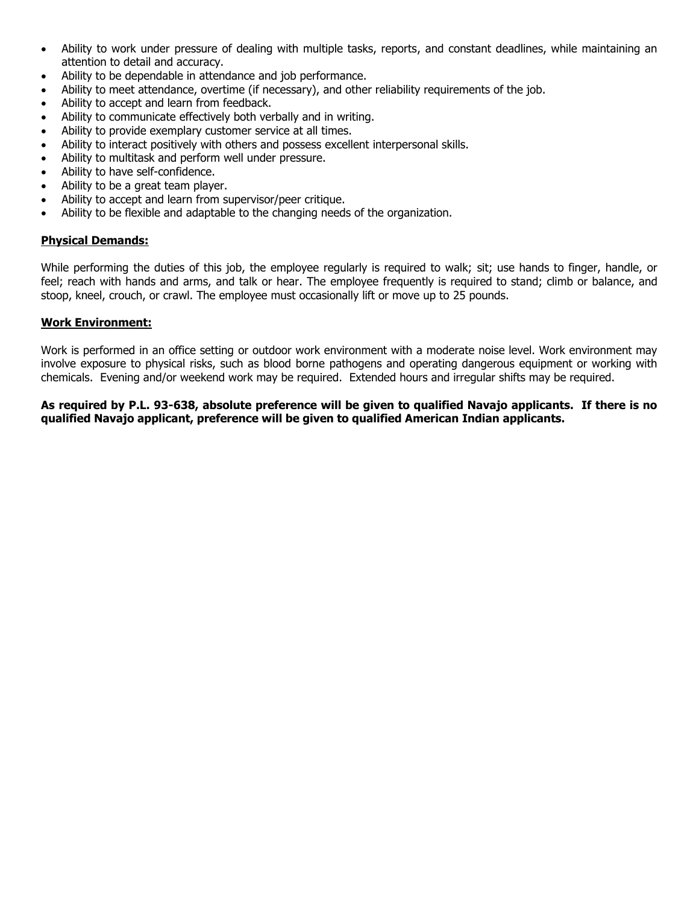- Ability to work under pressure of dealing with multiple tasks, reports, and constant deadlines, while maintaining an attention to detail and accuracy.
- Ability to be dependable in attendance and job performance.
- Ability to meet attendance, overtime (if necessary), and other reliability requirements of the job.
- Ability to accept and learn from feedback.
- Ability to communicate effectively both verbally and in writing.
- Ability to provide exemplary customer service at all times.
- Ability to interact positively with others and possess excellent interpersonal skills.
- Ability to multitask and perform well under pressure.
- Ability to have self-confidence.
- Ability to be a great team player.
- Ability to accept and learn from supervisor/peer critique.
- Ability to be flexible and adaptable to the changing needs of the organization.

**Physical Demands:**

While performing the duties of this job, the employee regularly is required to walk; sit; use hands to finger, handle, or feel; reach with hands and arms, and talk or hear. The employee frequently is required to stand; climb or balance, and stoop, kneel, crouch, or crawl. The employee must occasionally lift or move up to 25 pounds.

**Work Environment:**

Work is performed in an office setting or outdoor work environment with a moderate noise level. Work environment may involve exposure to physical risks, such as blood borne pathogens and operating dangerous equipment or working with chemicals. Evening and/or weekend work may be required. Extended hours and irregular shifts may be required.

**As required by P.L. 93-638, absolute preference will be given to qualified Navajo applicants. If there is no qualified Navajo applicant, preference will be given to qualified American Indian applicants.**